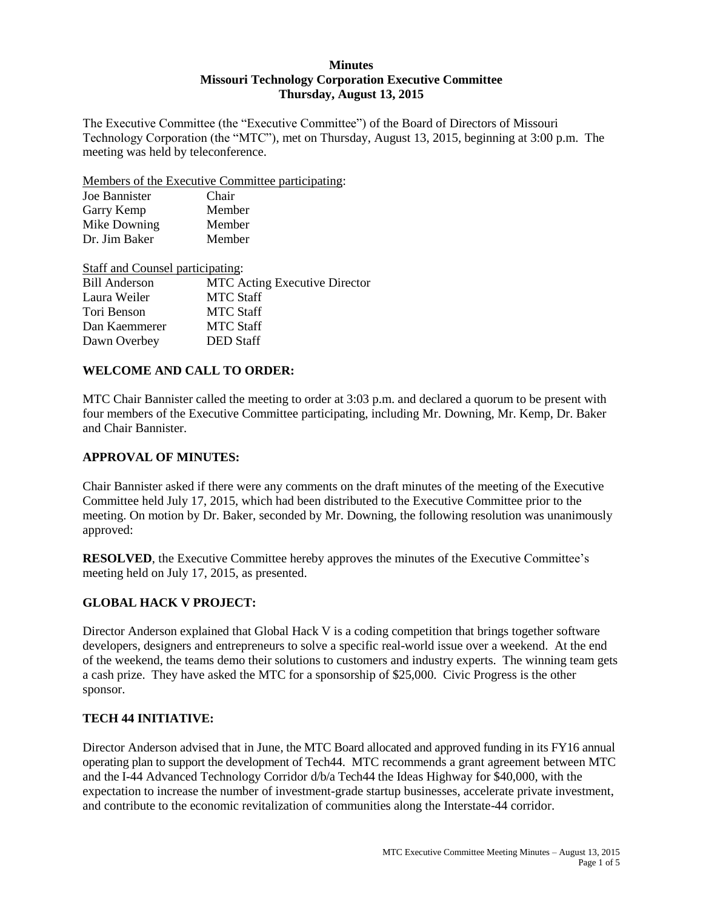**Minutes**
**Missouri Technology Corporation Executive Committee**
**Thursday, August 13, 2015**

The Executive Committee (the "Executive Committee") of the Board of Directors of Missouri Technology Corporation (the "MTC"), met on Thursday, August 13, 2015, beginning at 3:00 p.m. The meeting was held by teleconference.

Members of the Executive Committee participating:

| | |
|---|---|
| Joe Bannister | Chair |
| Garry Kemp | Member |
| Mike Downing | Member |
| Dr. Jim Baker | Member |

Staff and Counsel participating:

| | |
|---|---|
| Bill Anderson | MTC Acting Executive Director |
| Laura Weiler | MTC Staff |
| Tori Benson | MTC Staff |
| Dan Kaemmerer | MTC Staff |
| Dawn Overbey | DED Staff |

## WELCOME AND CALL TO ORDER:

MTC Chair Bannister called the meeting to order at 3:03 p.m. and declared a quorum to be present with four members of the Executive Committee participating, including Mr. Downing, Mr. Kemp, Dr. Baker and Chair Bannister.

## APPROVAL OF MINUTES:

Chair Bannister asked if there were any comments on the draft minutes of the meeting of the Executive Committee held July 17, 2015, which had been distributed to the Executive Committee prior to the meeting. On motion by Dr. Baker, seconded by Mr. Downing, the following resolution was unanimously approved:

**RESOLVED**, the Executive Committee hereby approves the minutes of the Executive Committee's meeting held on July 17, 2015, as presented.

## GLOBAL HACK V PROJECT:

Director Anderson explained that Global Hack V is a coding competition that brings together software developers, designers and entrepreneurs to solve a specific real-world issue over a weekend. At the end of the weekend, the teams demo their solutions to customers and industry experts. The winning team gets a cash prize. They have asked the MTC for a sponsorship of $25,000. Civic Progress is the other sponsor.

## TECH 44 INITIATIVE:

Director Anderson advised that in June, the MTC Board allocated and approved funding in its FY16 annual operating plan to support the development of Tech44. MTC recommends a grant agreement between MTC and the I-44 Advanced Technology Corridor d/b/a Tech44 the Ideas Highway for $40,000, with the expectation to increase the number of investment-grade startup businesses, accelerate private investment, and contribute to the economic revitalization of communities along the Interstate-44 corridor.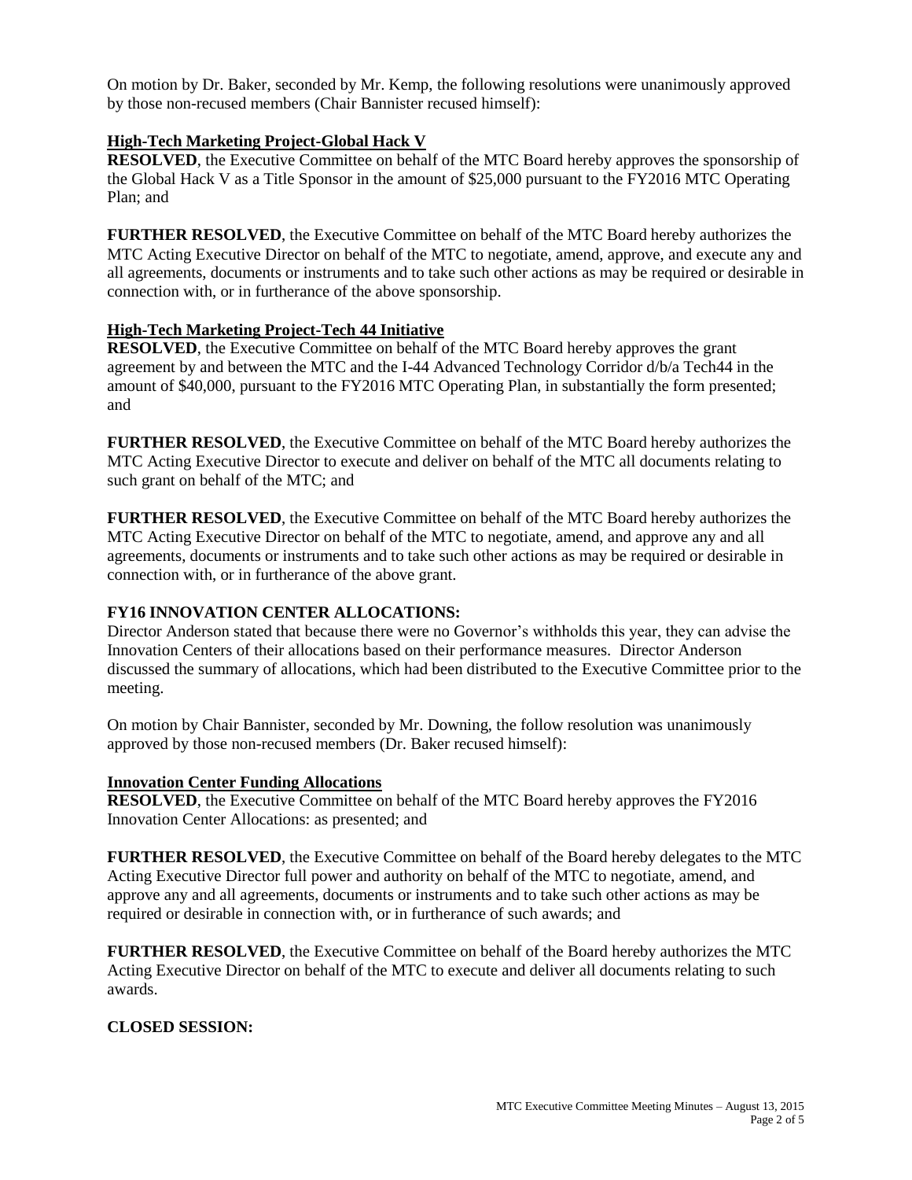On motion by Dr. Baker, seconded by Mr. Kemp, the following resolutions were unanimously approved by those non-recused members (Chair Bannister recused himself):

**High-Tech Marketing Project-Global Hack V**

**RESOLVED**, the Executive Committee on behalf of the MTC Board hereby approves the sponsorship of the Global Hack V as a Title Sponsor in the amount of $25,000 pursuant to the FY2016 MTC Operating Plan; and

**FURTHER RESOLVED**, the Executive Committee on behalf of the MTC Board hereby authorizes the MTC Acting Executive Director on behalf of the MTC to negotiate, amend, approve, and execute any and all agreements, documents or instruments and to take such other actions as may be required or desirable in connection with, or in furtherance of the above sponsorship.

**High-Tech Marketing Project-Tech 44 Initiative**

**RESOLVED**, the Executive Committee on behalf of the MTC Board hereby approves the grant agreement by and between the MTC and the I-44 Advanced Technology Corridor d/b/a Tech44 in the amount of $40,000, pursuant to the FY2016 MTC Operating Plan, in substantially the form presented; and

**FURTHER RESOLVED**, the Executive Committee on behalf of the MTC Board hereby authorizes the MTC Acting Executive Director to execute and deliver on behalf of the MTC all documents relating to such grant on behalf of the MTC; and

**FURTHER RESOLVED**, the Executive Committee on behalf of the MTC Board hereby authorizes the MTC Acting Executive Director on behalf of the MTC to negotiate, amend, and approve any and all agreements, documents or instruments and to take such other actions as may be required or desirable in connection with, or in furtherance of the above grant.

**FY16 INNOVATION CENTER ALLOCATIONS:**

Director Anderson stated that because there were no Governor's withholds this year, they can advise the Innovation Centers of their allocations based on their performance measures. Director Anderson discussed the summary of allocations, which had been distributed to the Executive Committee prior to the meeting.

On motion by Chair Bannister, seconded by Mr. Downing, the follow resolution was unanimously approved by those non-recused members (Dr. Baker recused himself):

**Innovation Center Funding Allocations**

**RESOLVED**, the Executive Committee on behalf of the MTC Board hereby approves the FY2016 Innovation Center Allocations: as presented; and

**FURTHER RESOLVED**, the Executive Committee on behalf of the Board hereby delegates to the MTC Acting Executive Director full power and authority on behalf of the MTC to negotiate, amend, and approve any and all agreements, documents or instruments and to take such other actions as may be required or desirable in connection with, or in furtherance of such awards; and

**FURTHER RESOLVED**, the Executive Committee on behalf of the Board hereby authorizes the MTC Acting Executive Director on behalf of the MTC to execute and deliver all documents relating to such awards.

**CLOSED SESSION:**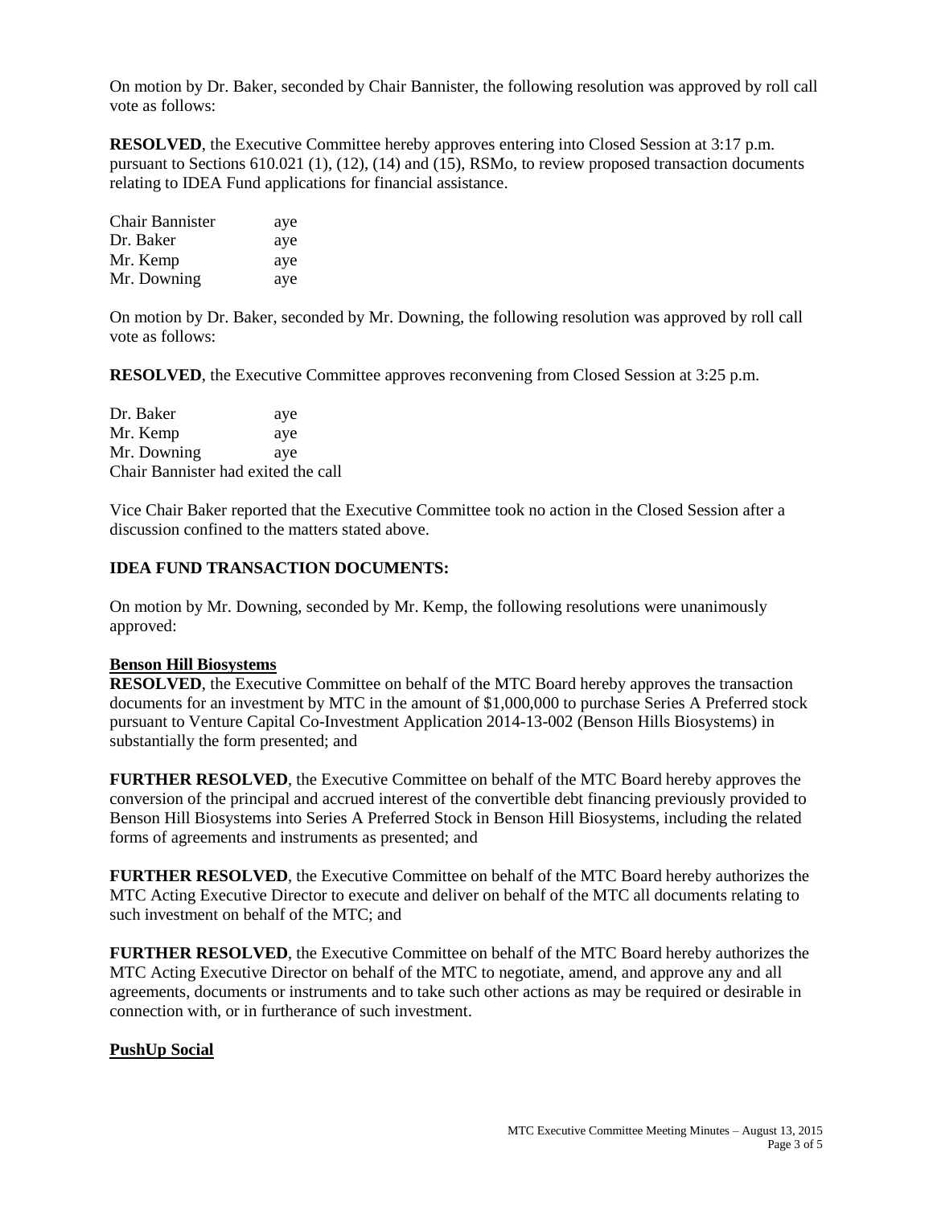On motion by Dr. Baker, seconded by Chair Bannister, the following resolution was approved by roll call vote as follows:

**RESOLVED**, the Executive Committee hereby approves entering into Closed Session at 3:17 p.m. pursuant to Sections 610.021 (1), (12), (14) and (15), RSMo, to review proposed transaction documents relating to IDEA Fund applications for financial assistance.

| | |
|---|---|
| Chair Bannister | aye |
| Dr. Baker | aye |
| Mr. Kemp | aye |
| Mr. Downing | aye |

On motion by Dr. Baker, seconded by Mr. Downing, the following resolution was approved by roll call vote as follows:

**RESOLVED**, the Executive Committee approves reconvening from Closed Session at 3:25 p.m.

| | |
|---|---|
| Dr. Baker | aye |
| Mr. Kemp | aye |
| Mr. Downing | aye |

Chair Bannister had exited the call

Vice Chair Baker reported that the Executive Committee took no action in the Closed Session after a discussion confined to the matters stated above.

**IDEA FUND TRANSACTION DOCUMENTS:**

On motion by Mr. Downing, seconded by Mr. Kemp, the following resolutions were unanimously approved:

**Benson Hill Biosystems**

**RESOLVED**, the Executive Committee on behalf of the MTC Board hereby approves the transaction documents for an investment by MTC in the amount of $1,000,000 to purchase Series A Preferred stock pursuant to Venture Capital Co-Investment Application 2014-13-002 (Benson Hills Biosystems) in substantially the form presented; and

**FURTHER RESOLVED**, the Executive Committee on behalf of the MTC Board hereby approves the conversion of the principal and accrued interest of the convertible debt financing previously provided to Benson Hill Biosystems into Series A Preferred Stock in Benson Hill Biosystems, including the related forms of agreements and instruments as presented; and

**FURTHER RESOLVED**, the Executive Committee on behalf of the MTC Board hereby authorizes the MTC Acting Executive Director to execute and deliver on behalf of the MTC all documents relating to such investment on behalf of the MTC; and

**FURTHER RESOLVED**, the Executive Committee on behalf of the MTC Board hereby authorizes the MTC Acting Executive Director on behalf of the MTC to negotiate, amend, and approve any and all agreements, documents or instruments and to take such other actions as may be required or desirable in connection with, or in furtherance of such investment.

**PushUp Social**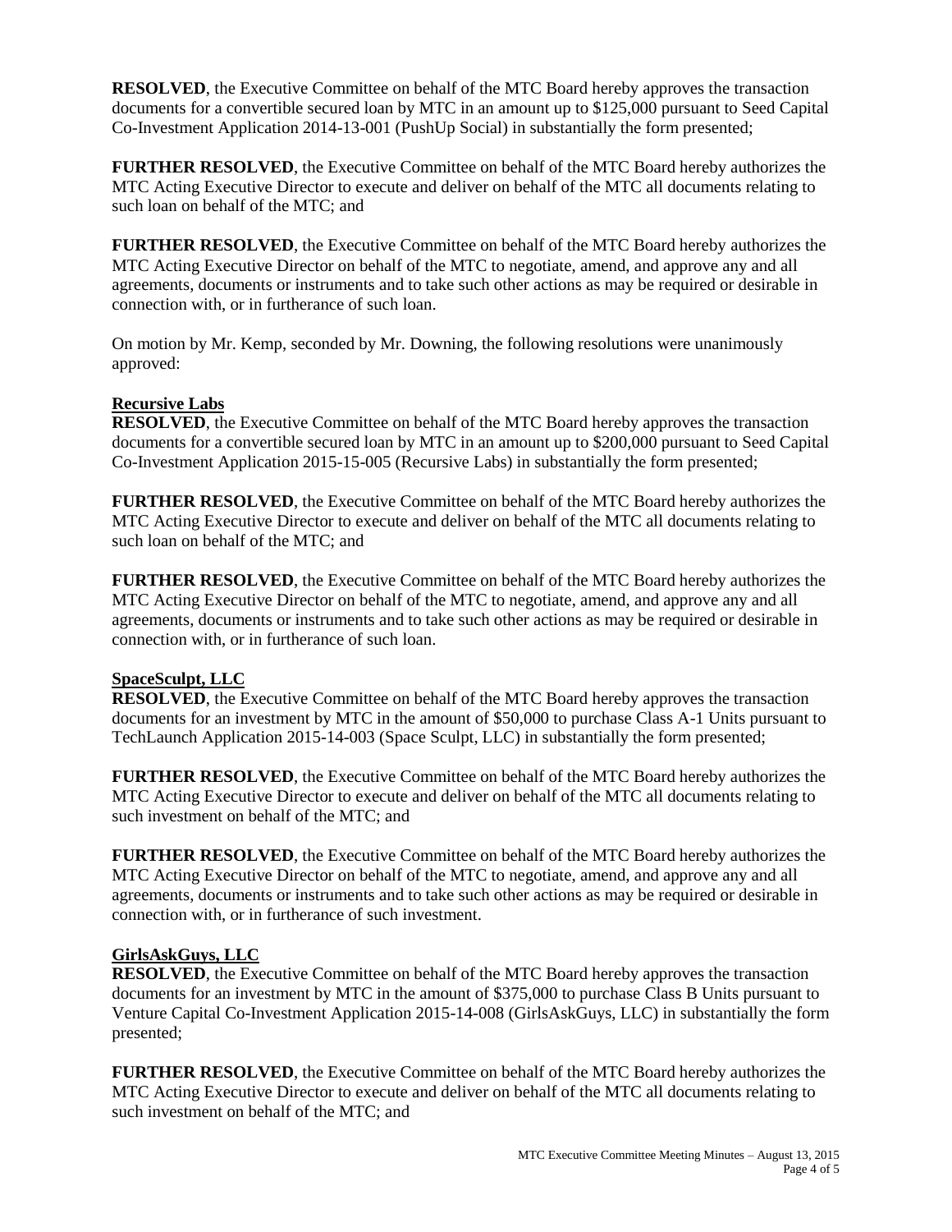**RESOLVED**, the Executive Committee on behalf of the MTC Board hereby approves the transaction documents for a convertible secured loan by MTC in an amount up to $125,000 pursuant to Seed Capital Co-Investment Application 2014-13-001 (PushUp Social) in substantially the form presented;

**FURTHER RESOLVED**, the Executive Committee on behalf of the MTC Board hereby authorizes the MTC Acting Executive Director to execute and deliver on behalf of the MTC all documents relating to such loan on behalf of the MTC; and

**FURTHER RESOLVED**, the Executive Committee on behalf of the MTC Board hereby authorizes the MTC Acting Executive Director on behalf of the MTC to negotiate, amend, and approve any and all agreements, documents or instruments and to take such other actions as may be required or desirable in connection with, or in furtherance of such loan.

On motion by Mr. Kemp, seconded by Mr. Downing, the following resolutions were unanimously approved:

**Recursive Labs**

**RESOLVED**, the Executive Committee on behalf of the MTC Board hereby approves the transaction documents for a convertible secured loan by MTC in an amount up to $200,000 pursuant to Seed Capital Co-Investment Application 2015-15-005 (Recursive Labs) in substantially the form presented;

**FURTHER RESOLVED**, the Executive Committee on behalf of the MTC Board hereby authorizes the MTC Acting Executive Director to execute and deliver on behalf of the MTC all documents relating to such loan on behalf of the MTC; and

**FURTHER RESOLVED**, the Executive Committee on behalf of the MTC Board hereby authorizes the MTC Acting Executive Director on behalf of the MTC to negotiate, amend, and approve any and all agreements, documents or instruments and to take such other actions as may be required or desirable in connection with, or in furtherance of such loan.

**SpaceSculpt, LLC**

**RESOLVED**, the Executive Committee on behalf of the MTC Board hereby approves the transaction documents for an investment by MTC in the amount of $50,000 to purchase Class A-1 Units pursuant to TechLaunch Application 2015-14-003 (Space Sculpt, LLC) in substantially the form presented;

**FURTHER RESOLVED**, the Executive Committee on behalf of the MTC Board hereby authorizes the MTC Acting Executive Director to execute and deliver on behalf of the MTC all documents relating to such investment on behalf of the MTC; and

**FURTHER RESOLVED**, the Executive Committee on behalf of the MTC Board hereby authorizes the MTC Acting Executive Director on behalf of the MTC to negotiate, amend, and approve any and all agreements, documents or instruments and to take such other actions as may be required or desirable in connection with, or in furtherance of such investment.

**GirlsAskGuys, LLC**

**RESOLVED**, the Executive Committee on behalf of the MTC Board hereby approves the transaction documents for an investment by MTC in the amount of $375,000 to purchase Class B Units pursuant to Venture Capital Co-Investment Application 2015-14-008 (GirlsAskGuys, LLC) in substantially the form presented;

**FURTHER RESOLVED**, the Executive Committee on behalf of the MTC Board hereby authorizes the MTC Acting Executive Director to execute and deliver on behalf of the MTC all documents relating to such investment on behalf of the MTC; and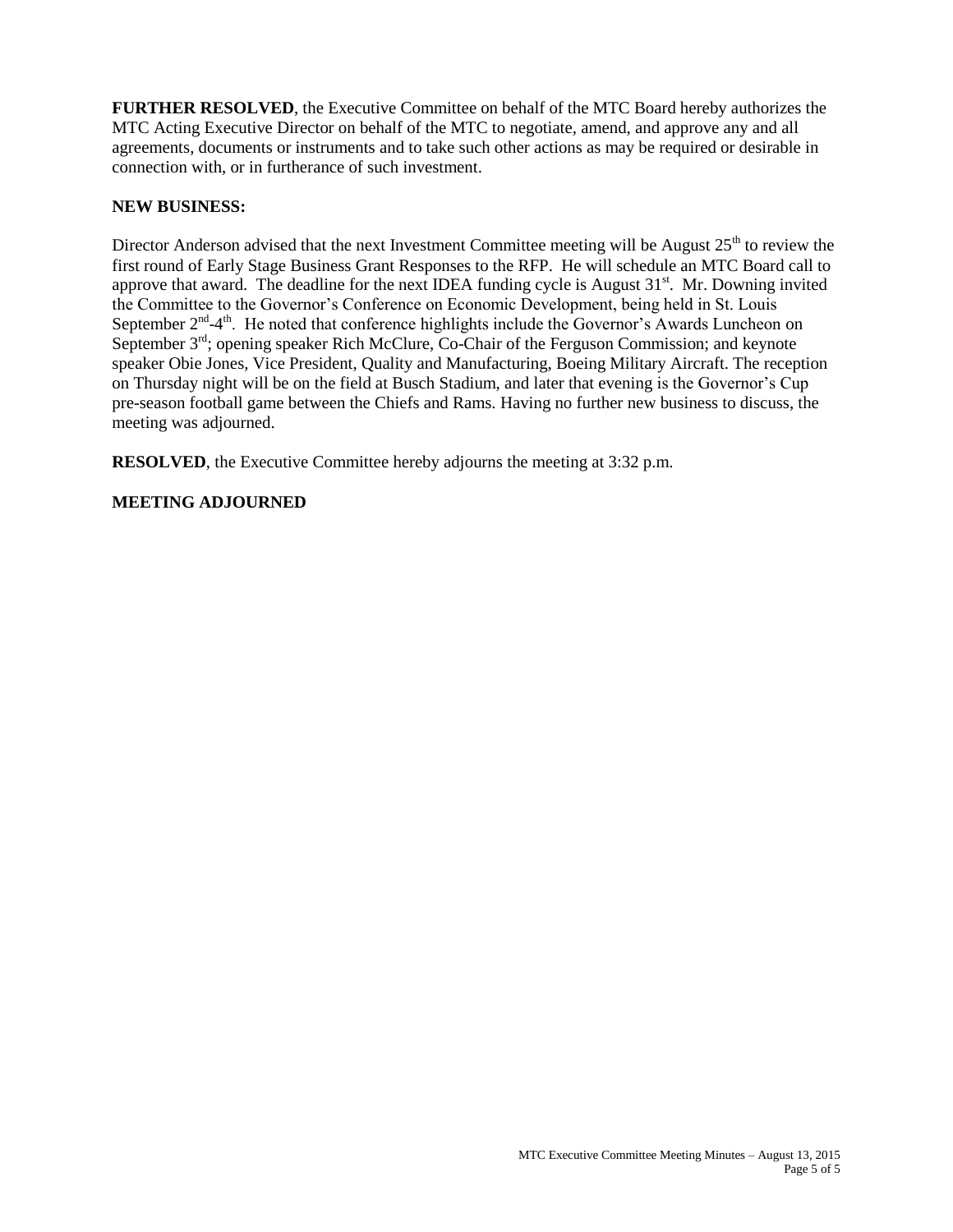**FURTHER RESOLVED**, the Executive Committee on behalf of the MTC Board hereby authorizes the MTC Acting Executive Director on behalf of the MTC to negotiate, amend, and approve any and all agreements, documents or instruments and to take such other actions as may be required or desirable in connection with, or in furtherance of such investment.

**NEW BUSINESS:**

Director Anderson advised that the next Investment Committee meeting will be August 25th to review the first round of Early Stage Business Grant Responses to the RFP. He will schedule an MTC Board call to approve that award. The deadline for the next IDEA funding cycle is August 31st. Mr. Downing invited the Committee to the Governor's Conference on Economic Development, being held in St. Louis September 2nd-4th. He noted that conference highlights include the Governor's Awards Luncheon on September 3rd; opening speaker Rich McClure, Co-Chair of the Ferguson Commission; and keynote speaker Obie Jones, Vice President, Quality and Manufacturing, Boeing Military Aircraft. The reception on Thursday night will be on the field at Busch Stadium, and later that evening is the Governor's Cup pre-season football game between the Chiefs and Rams. Having no further new business to discuss, the meeting was adjourned.

**RESOLVED**, the Executive Committee hereby adjourns the meeting at 3:32 p.m.

**MEETING ADJOURNED**